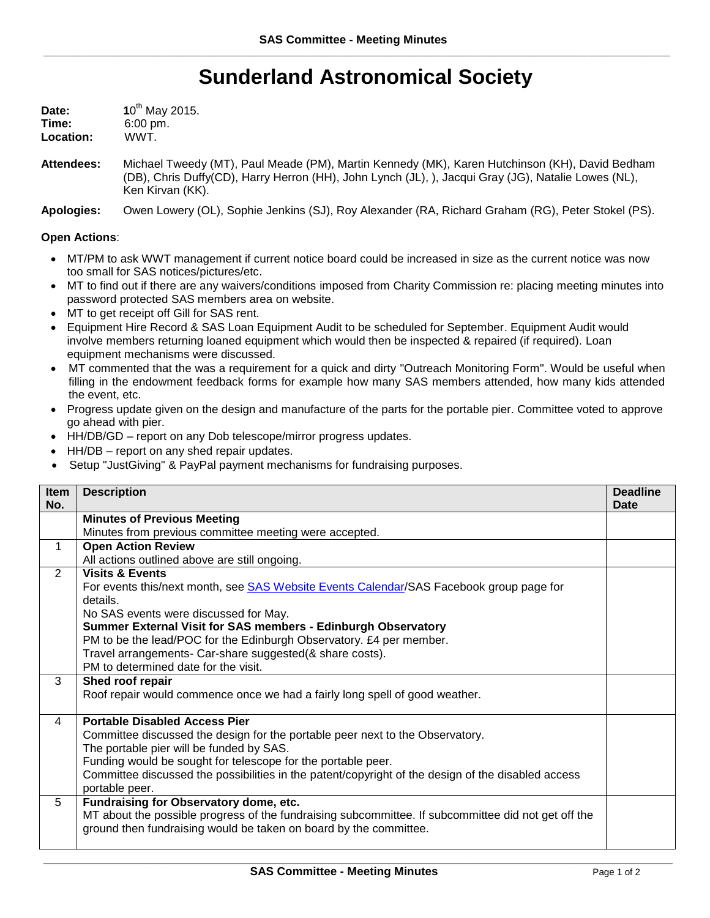# Sunderland Astronomical Society

**Date:** 10th May 2015.
**Time:** 6:00 pm.
**Location:** WWT.

**Attendees:** Michael Tweedy (MT), Paul Meade (PM), Martin Kennedy (MK), Karen Hutchinson (KH), David Bedham (DB), Chris Duffy(CD), Harry Herron (HH), John Lynch (JL), ), Jacqui Gray (JG), Natalie Lowes (NL), Ken Kirvan (KK).

**Apologies:** Owen Lowery (OL), Sophie Jenkins (SJ), Roy Alexander (RA, Richard Graham (RG), Peter Stokel (PS).

**Open Actions**:

- MT/PM to ask WWT management if current notice board could be increased in size as the current notice was now too small for SAS notices/pictures/etc.
- MT to find out if there are any waivers/conditions imposed from Charity Commission re: placing meeting minutes into password protected SAS members area on website.
- MT to get receipt off Gill for SAS rent.
- Equipment Hire Record & SAS Loan Equipment Audit to be scheduled for September. Equipment Audit would involve members returning loaned equipment which would then be inspected & repaired (if required). Loan equipment mechanisms were discussed.
- MT commented that the was a requirement for a quick and dirty "Outreach Monitoring Form". Would be useful when filling in the endowment feedback forms for example how many SAS members attended, how many kids attended the event, etc.
- Progress update given on the design and manufacture of the parts for the portable pier. Committee voted to approve go ahead with pier.
- HH/DB/GD – report on any Dob telescope/mirror progress updates.
- HH/DB – report on any shed repair updates.
- Setup "JustGiving" & PayPal payment mechanisms for fundraising purposes.

| Item No. | Description | Deadline Date |
|---|---|---|
| | **Minutes of Previous Meeting**<br>Minutes from previous committee meeting were accepted. | |
| 1 | **Open Action Review**<br>All actions outlined above are still ongoing. | |
| 2 | **Visits & Events**<br>For events this/next month, see SAS Website Events Calendar/SAS Facebook group page for details.<br>No SAS events were discussed for May.<br>**Summer External Visit for SAS members - Edinburgh Observatory**<br>PM to be the lead/POC for the Edinburgh Observatory. £4 per member.<br>Travel arrangements- Car-share suggested(& share costs).<br>PM to determined date for the visit. | |
| 3 | **Shed roof repair**<br>Roof repair would commence once we had a fairly long spell of good weather. | |
| 4 | **Portable Disabled Access Pier**<br>Committee discussed the design for the portable peer next to the Observatory.<br>The portable pier will be funded by SAS.<br>Funding would be sought for telescope for the portable peer.<br>Committee discussed the possibilities in the patent/copyright of the design of the disabled access portable peer. | |
| 5 | **Fundraising for Observatory dome, etc.**<br>MT about the possible progress of the fundraising subcommittee. If subcommittee did not get off the ground then fundraising would be taken on board by the committee. | |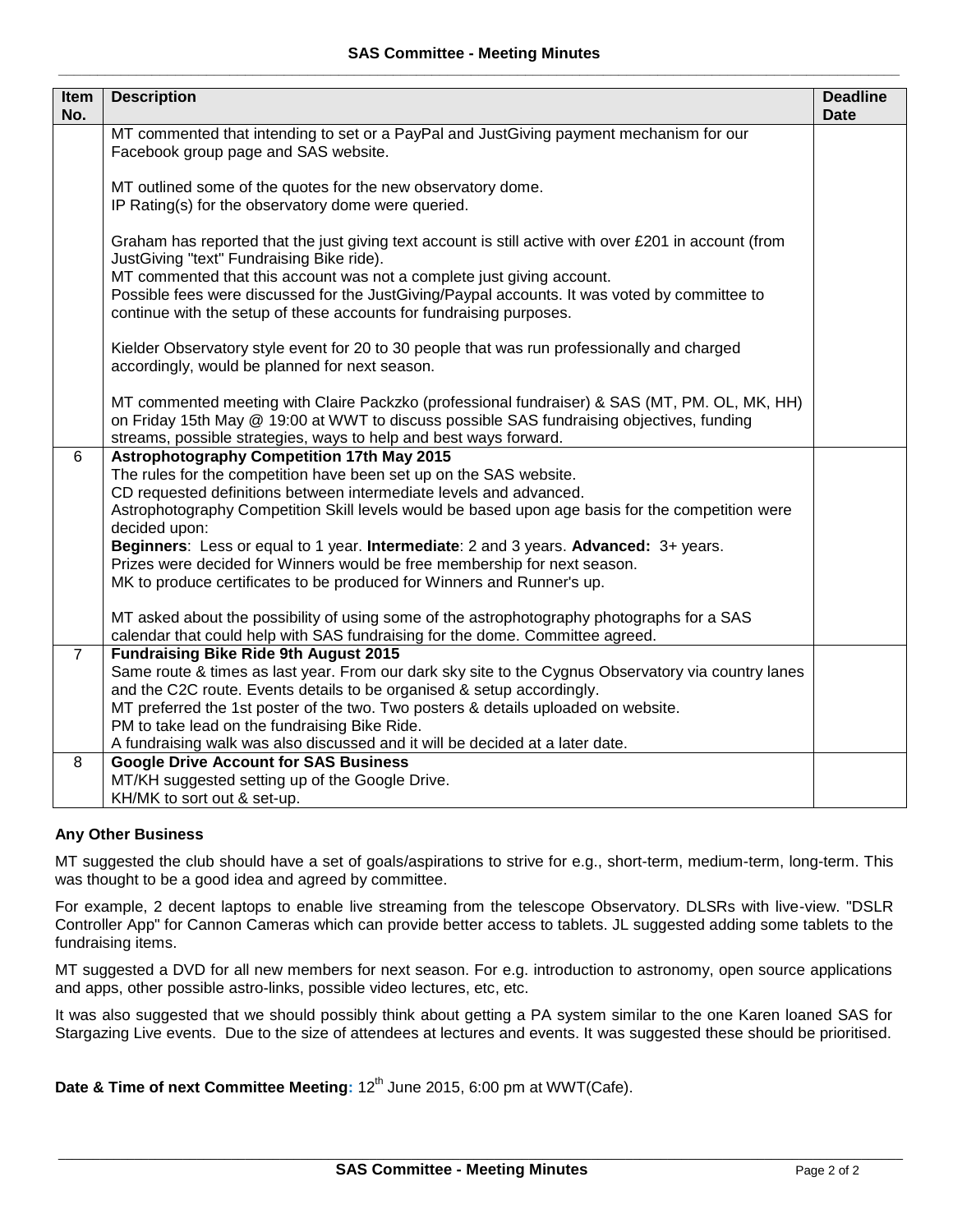| Item No. | Description | Deadline Date |
|---|---|---|
| | MT commented that intending to set or a PayPal and JustGiving payment mechanism for our Facebook group page and SAS website.<br><br>MT outlined some of the quotes for the new observatory dome.<br>IP Rating(s) for the observatory dome were queried.<br><br>Graham has reported that the just giving text account is still active with over £201 in account (from JustGiving "text" Fundraising Bike ride).<br>MT commented that this account was not a complete just giving account.<br>Possible fees were discussed for the JustGiving/Paypal accounts. It was voted by committee to continue with the setup of these accounts for fundraising purposes.<br><br>Kielder Observatory style event for 20 to 30 people that was run professionally and charged accordingly, would be planned for next season.<br><br>MT commented meeting with Claire Packzko (professional fundraiser) & SAS (MT, PM. OL, MK, HH) on Friday 15th May @ 19:00 at WWT to discuss possible SAS fundraising objectives, funding streams, possible strategies, ways to help and best ways forward. | |
| 6 | **Astrophotography Competition 17th May 2015**<br>The rules for the competition have been set up on the SAS website.<br>CD requested definitions between intermediate levels and advanced.<br>Astrophotography Competition Skill levels would be based upon age basis for the competition were decided upon:<br>**Beginners**: Less or equal to 1 year. **Intermediate**: 2 and 3 years. **Advanced:** 3+ years.<br>Prizes were decided for Winners would be free membership for next season.<br>MK to produce certificates to be produced for Winners and Runner's up.<br><br>MT asked about the possibility of using some of the astrophotography photographs for a SAS calendar that could help with SAS fundraising for the dome. Committee agreed. | |
| 7 | **Fundraising Bike Ride 9th August 2015**<br>Same route & times as last year. From our dark sky site to the Cygnus Observatory via country lanes and the C2C route. Events details to be organised & setup accordingly.<br>MT preferred the 1st poster of the two. Two posters & details uploaded on website.<br>PM to take lead on the fundraising Bike Ride.<br>A fundraising walk was also discussed and it will be decided at a later date. | |
| 8 | **Google Drive Account for SAS Business**<br>MT/KH suggested setting up of the Google Drive.<br>KH/MK to sort out & set-up. | |

**Any Other Business**

MT suggested the club should have a set of goals/aspirations to strive for e.g., short-term, medium-term, long-term. This was thought to be a good idea and agreed by committee.

For example, 2 decent laptops to enable live streaming from the telescope Observatory. DLSRs with live-view. "DSLR Controller App" for Cannon Cameras which can provide better access to tablets. JL suggested adding some tablets to the fundraising items.

MT suggested a DVD for all new members for next season. For e.g. introduction to astronomy, open source applications and apps, other possible astro-links, possible video lectures, etc, etc.

It was also suggested that we should possibly think about getting a PA system similar to the one Karen loaned SAS for Stargazing Live events. Due to the size of attendees at lectures and events. It was suggested these should be prioritised.

**Date & Time of next Committee Meeting:** 12th June 2015, 6:00 pm at WWT(Cafe).